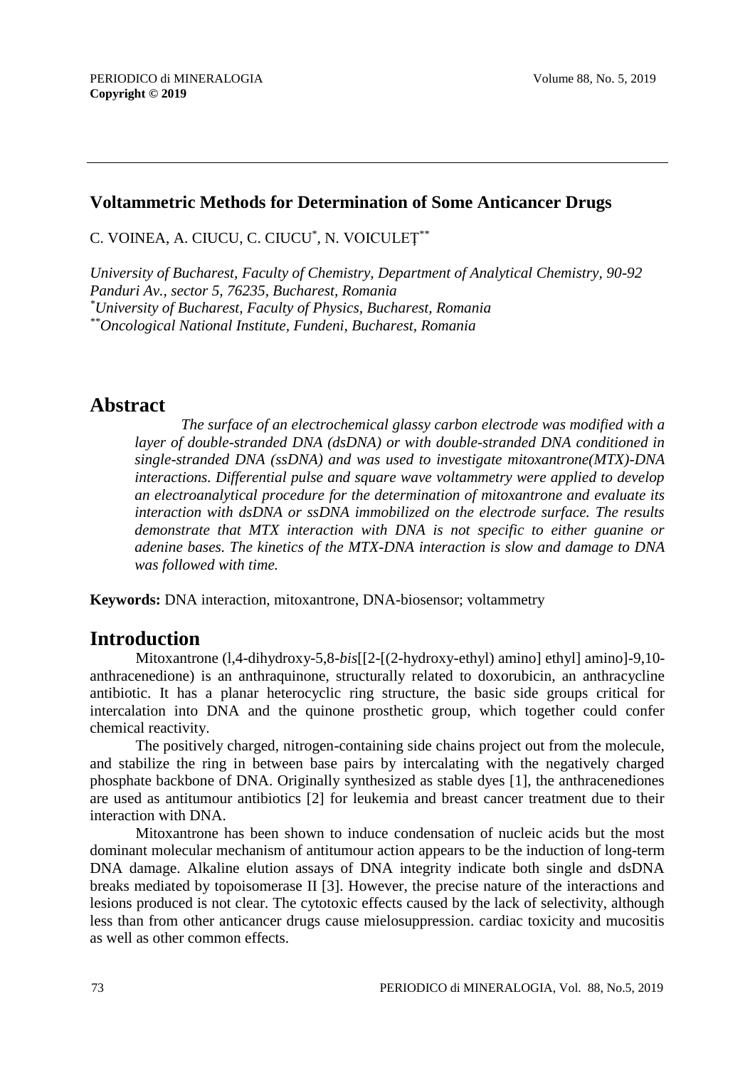# Voltammetric Methods for Determination of Some Anticancer Drugs

C. VOINEA, A. CIUCU, C. CIUCU[*], N. VOICULEȚ[**]

*University of Bucharest, Faculty of Chemistry, Department of Analytical Chemistry, 90-92 Panduri Av., sector 5, 76235, Bucharest, Romania*
*[*]University of Bucharest, Faculty of Physics, Bucharest, Romania*
*[**]Oncological National Institute, Fundeni, Bucharest, Romania*

## Abstract

*The surface of an electrochemical glassy carbon electrode was modified with a layer of double-stranded DNA (dsDNA) or with double-stranded DNA conditioned in single-stranded DNA (ssDNA) and was used to investigate mitoxantrone(MTX)-DNA interactions. Differential pulse and square wave voltammetry were applied to develop an electroanalytical procedure for the determination of mitoxantrone and evaluate its interaction with dsDNA or ssDNA immobilized on the electrode surface. The results demonstrate that MTX interaction with DNA is not specific to either guanine or adenine bases. The kinetics of the MTX-DNA interaction is slow and damage to DNA was followed with time.*

**Keywords:** DNA interaction, mitoxantrone, DNA-biosensor; voltammetry

## Introduction

Mitoxantrone (l,4-dihydroxy-5,8-*bis*[[2-[(2-hydroxy-ethyl) amino] ethyl] amino]-9,10-anthracenedione) is an anthraquinone, structurally related to doxorubicin, an anthracycline antibiotic. It has a planar heterocyclic ring structure, the basic side groups critical for intercalation into DNA and the quinone prosthetic group, which together could confer chemical reactivity.

The positively charged, nitrogen-containing side chains project out from the molecule, and stabilize the ring in between base pairs by intercalating with the negatively charged phosphate backbone of DNA. Originally synthesized as stable dyes [1], the anthracenediones are used as antitumour antibiotics [2] for leukemia and breast cancer treatment due to their interaction with DNA.

Mitoxantrone has been shown to induce condensation of nucleic acids but the most dominant molecular mechanism of antitumour action appears to be the induction of long-term DNA damage. Alkaline elution assays of DNA integrity indicate both single and dsDNA breaks mediated by topoisomerase II [3]. However, the precise nature of the interactions and lesions produced is not clear. The cytotoxic effects caused by the lack of selectivity, although less than from other anticancer drugs cause mielosuppression. cardiac toxicity and mucositis as well as other common effects.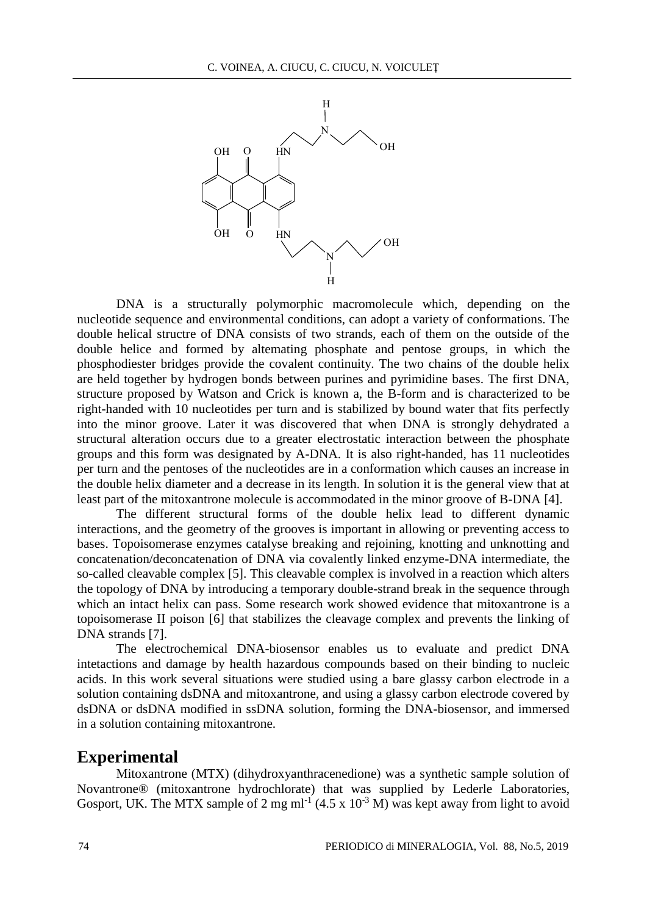DNA is a structurally polymorphic macromolecule which, depending on the nucleotide sequence and environmental conditions, can adopt a variety of conformations. The double helical structre of DNA consists of two strands, each of them on the outside of the double helice and formed by altemating phosphate and pentose groups, in which the phosphodiester bridges provide the covalent continuity. The two chains of the double helix are held together by hydrogen bonds between purines and pyrimidine bases. The first DNA, structure proposed by Watson and Crick is known a, the B-form and is characterized to be right-handed with 10 nucleotides per turn and is stabilized by bound water that fits perfectly into the minor groove. Later it was discovered that when DNA is strongly dehydrated a structural alteration occurs due to a greater electrostatic interaction between the phosphate groups and this form was designated by A-DNA. It is also right-handed, has 11 nucleotides per turn and the pentoses of the nucleotides are in a conformation which causes an increase in the double helix diameter and a decrease in its length. In solution it is the general view that at least part of the mitoxantrone molecule is accommodated in the minor groove of B-DNA [4].

The different structural forms of the double helix lead to different dynamic interactions, and the geometry of the grooves is important in allowing or preventing access to bases. Topoisomerase enzymes catalyse breaking and rejoining, knotting and unknotting and concatenation/deconcatenation of DNA via covalently linked enzyme-DNA intermediate, the so-called cleavable complex [5]. This cleavable complex is involved in a reaction which alters the topology of DNA by introducing a temporary double-strand break in the sequence through which an intact helix can pass. Some research work showed evidence that mitoxantrone is a topoisomerase II poison [6] that stabilizes the cleavage complex and prevents the linking of DNA strands [7].

The electrochemical DNA-biosensor enables us to evaluate and predict DNA intetactions and damage by health hazardous compounds based on their binding to nucleic acids. In this work several situations were studied using a bare glassy carbon electrode in a solution containing dsDNA and mitoxantrone, and using a glassy carbon electrode covered by dsDNA or dsDNA modified in ssDNA solution, forming the DNA-biosensor, and immersed in a solution containing mitoxantrone.

## Experimental

Mitoxantrone (MTX) (dihydroxyanthracenedione) was a synthetic sample solution of Novantrone® (mitoxantrone hydrochlorate) that was supplied by Lederle Laboratories, Gosport, UK. The MTX sample of 2 mg $ml^{-1}$ ($4.5 \times 10^{-3}$ M) was kept away from light to avoid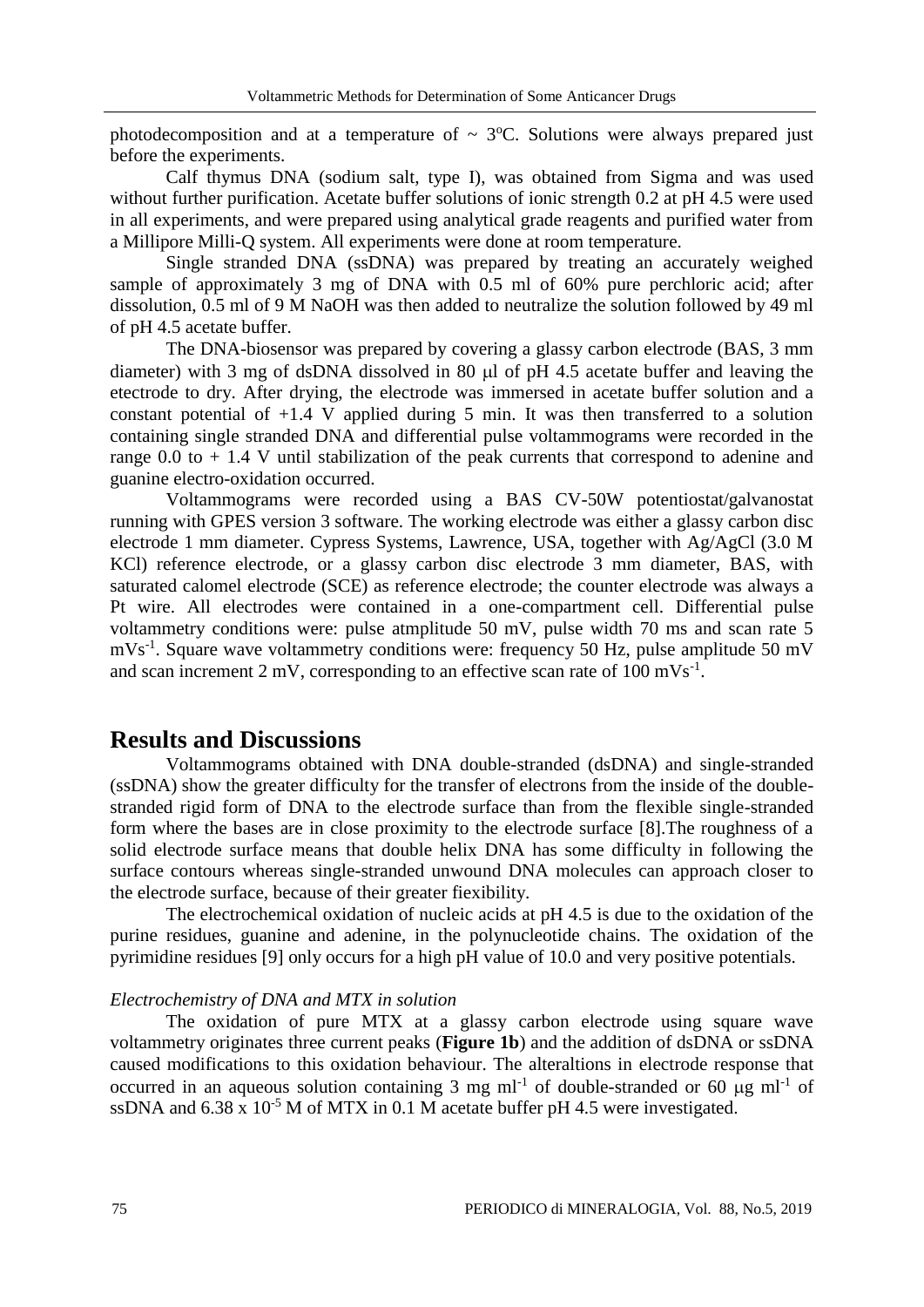photodecomposition and at a temperature of ~ 3ºC. Solutions were always prepared just before the experiments.

Calf thymus DNA (sodium salt, type I), was obtained from Sigma and was used without further purification. Acetate buffer solutions of ionic strength 0.2 at pH 4.5 were used in all experiments, and were prepared using analytical grade reagents and purified water from a Millipore Milli-Q system. All experiments were done at room temperature.

Single stranded DNA (ssDNA) was prepared by treating an accurately weighed sample of approximately 3 mg of DNA with 0.5 ml of 60% pure perchloric acid; after dissolution, 0.5 ml of 9 M NaOH was then added to neutralize the solution followed by 49 ml of pH 4.5 acetate buffer.

The DNA-biosensor was prepared by covering a glassy carbon electrode (BAS, 3 mm diameter) with 3 mg of dsDNA dissolved in 80 μl of pH 4.5 acetate buffer and leaving the etectrode to dry. After drying, the electrode was immersed in acetate buffer solution and a constant potential of +1.4 V applied during 5 min. It was then transferred to a solution containing single stranded DNA and differential pulse voltammograms were recorded in the range 0.0 to + 1.4 V until stabilization of the peak currents that correspond to adenine and guanine electro-oxidation occurred.

Voltammograms were recorded using a BAS CV-50W potentiostat/galvanostat running with GPES version 3 software. The working electrode was either a glassy carbon disc electrode 1 mm diameter. Cypress Systems, Lawrence, USA, together with Ag/AgCl (3.0 M KCl) reference electrode, or a glassy carbon disc electrode 3 mm diameter, BAS, with saturated calomel electrode (SCE) as reference electrode; the counter electrode was always a Pt wire. All electrodes were contained in a one-compartment cell. Differential pulse voltammetry conditions were: pulse atmplitude 50 mV, pulse width 70 ms and scan rate 5 $mVs^{-1}$. Square wave voltammetry conditions were: frequency 50 Hz, pulse amplitude 50 mV and scan increment 2 mV, corresponding to an effective scan rate of 100 $mVs^{-1}$.

# Results and Discussions

Voltammograms obtained with DNA double-stranded (dsDNA) and single-stranded (ssDNA) show the greater difficulty for the transfer of electrons from the inside of the double-stranded rigid form of DNA to the electrode surface than from the flexible single-stranded form where the bases are in close proximity to the electrode surface [8].The roughness of a solid electrode surface means that double helix DNA has some difficulty in following the surface contours whereas single-stranded unwound DNA molecules can approach closer to the electrode surface, because of their greater fiexibility.

The electrochemical oxidation of nucleic acids at pH 4.5 is due to the oxidation of the purine residues, guanine and adenine, in the polynucleotide chains. The oxidation of the pyrimidine residues [9] only occurs for a high pH value of 10.0 and very positive potentials.

*Electrochemistry of DNA and MTX in solution*

The oxidation of pure MTX at a glassy carbon electrode using square wave voltammetry originates three current peaks (**Figure 1b**) and the addition of dsDNA or ssDNA caused modifications to this oxidation behaviour. The alteraltions in electrode response that occurred in an aqueous solution containing 3 mg $ml^{-1}$ of double-stranded or 60 μg $ml^{-1}$ of ssDNA and 6.38 x $10^{-5}$ M of MTX in 0.1 M acetate buffer pH 4.5 were investigated.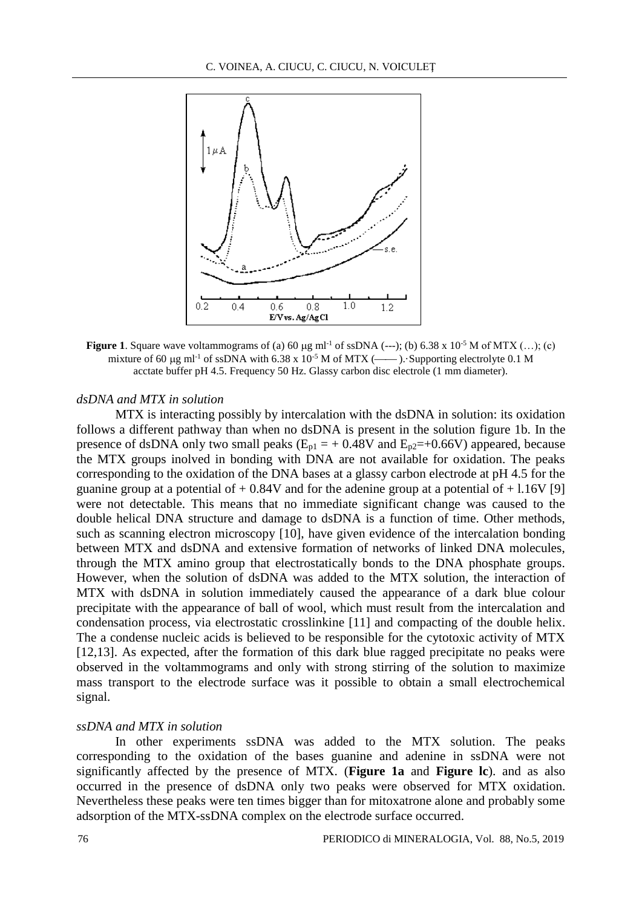**Figure 1**. Square wave voltammograms of (a) 60 μg ml$^{-1}$ of ssDNA (---); (b) 6.38 x $10^{-5}$ M of MTX (…); (c) mixture of 60 μg ml$^{-1}$ of ssDNA with 6.38 x $10^{-5}$ M of MTX (—— ).·Supporting electrolyte 0.1 M acctate buffer pH 4.5. Frequency 50 Hz. Glassy carbon disc electrole (1 mm diameter).

### *dsDNA and MTX in solution*

MTX is interacting possibly by intercalation with the dsDNA in solution: its oxidation follows a different pathway than when no dsDNA is present in the solution figure 1b. In the presence of dsDNA only two small peaks ($E_{p1}$ = + 0.48V and $E_{p2}$=+0.66V) appeared, because the MTX groups inolved in bonding with DNA are not available for oxidation. The peaks corresponding to the oxidation of the DNA bases at a glassy carbon electrode at pH 4.5 for the guanine group at a potential of + 0.84V and for the adenine group at a potential of + l.16V [9] were not detectable. This means that no immediate significant change was caused to the double helical DNA structure and damage to dsDNA is a function of time. Other methods, such as scanning electron microscopy [10], have given evidence of the intercalation bonding between MTX and dsDNA and extensive formation of networks of linked DNA molecules, through the MTX amino group that electrostatically bonds to the DNA phosphate groups. However, when the solution of dsDNA was added to the MTX solution, the interaction of MTX with dsDNA in solution immediately caused the appearance of a dark blue colour precipitate with the appearance of ball of wool, which must result from the intercalation and condensation process, via electrostatic crosslinkine [11] and compacting of the double helix. The a condense nucleic acids is believed to be responsible for the cytotoxic activity of MTX [12,13]. As expected, after the formation of this dark blue ragged precipitate no peaks were observed in the voltammograms and only with strong stirring of the solution to maximize mass transport to the electrode surface was it possible to obtain a small electrochemical signal.

### *ssDNA and MTX in solution*

In other experiments ssDNA was added to the MTX solution. The peaks corresponding to the oxidation of the bases guanine and adenine in ssDNA were not significantly affected by the presence of MTX. (**Figure 1a** and **Figure lc**). and as also occurred in the presence of dsDNA only two peaks were observed for MTX oxidation. Nevertheless these peaks were ten times bigger than for mitoxatrone alone and probably some adsorption of the MTX-ssDNA complex on the electrode surface occurred.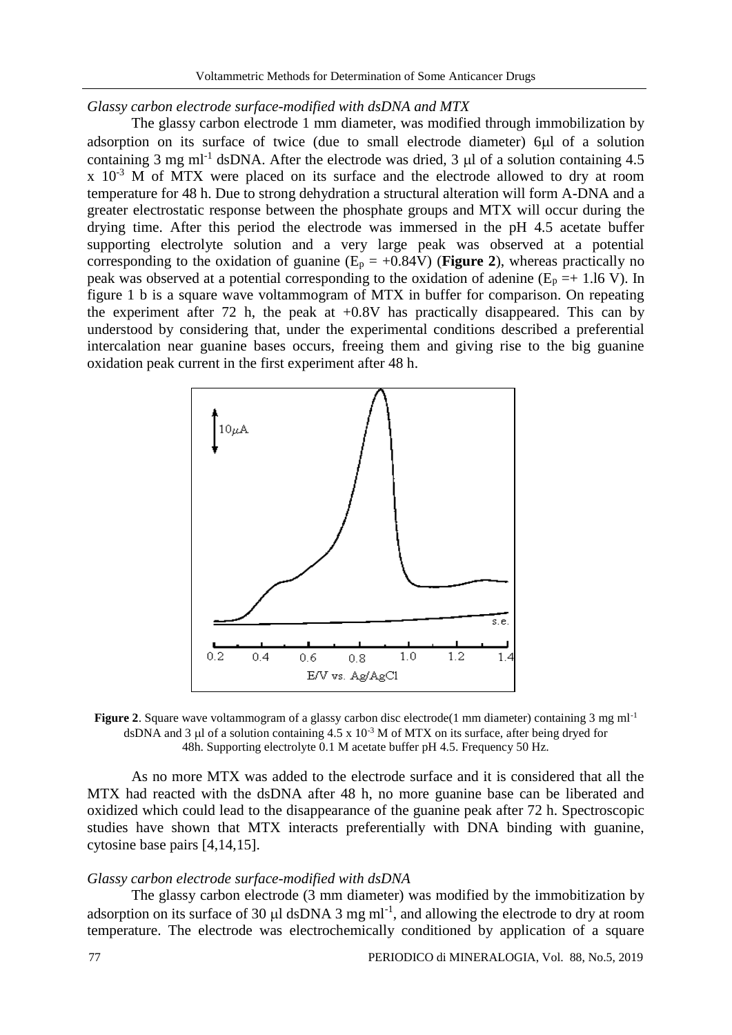*Glassy carbon electrode surface-modified with dsDNA and MTX*

The glassy carbon electrode 1 mm diameter, was modified through immobilization by adsorption on its surface of twice (due to small electrode diameter) 6μl of a solution containing 3 mg ml$^{-1}$ dsDNA. After the electrode was dried, 3 μl of a solution containing 4.5 x $10^{-3}$ M of MTX were placed on its surface and the electrode allowed to dry at room temperature for 48 h. Due to strong dehydration a structural alteration will form A-DNA and a greater electrostatic response between the phosphate groups and MTX will occur during the drying time. After this period the electrode was immersed in the pH 4.5 acetate buffer supporting electrolyte solution and a very large peak was observed at a potential corresponding to the oxidation of guanine ($E_p$ = +0.84V) (**Figure 2**), whereas practically no peak was observed at a potential corresponding to the oxidation of adenine ($E_p$ =+ 1.l6 V). In figure 1 b is a square wave voltammogram of MTX in buffer for comparison. On repeating the experiment after 72 h, the peak at +0.8V has practically disappeared. This can by understood by considering that, under the experimental conditions described a preferential intercalation near guanine bases occurs, freeing them and giving rise to the big guanine oxidation peak current in the first experiment after 48 h.

**Figure 2**. Square wave voltammogram of a glassy carbon disc electrode(1 mm diameter) containing 3 mg ml$^{-1}$ dsDNA and 3 μl of a solution containing 4.5 x $10^{-3}$ M of MTX on its surface, after being dryed for 48h. Supporting electrolyte 0.1 M acetate buffer pH 4.5. Frequency 50 Hz.

As no more MTX was added to the electrode surface and it is considered that all the MTX had reacted with the dsDNA after 48 h, no more guanine base can be liberated and oxidized which could lead to the disappearance of the guanine peak after 72 h. Spectroscopic studies have shown that MTX interacts preferentially with DNA binding with guanine, cytosine base pairs [4,14,15].

*Glassy carbon electrode surface-modified with dsDNA*

The glassy carbon electrode (3 mm diameter) was modified by the immobitization by adsorption on its surface of 30 μl dsDNA 3 mg ml$^{-1}$, and allowing the electrode to dry at room temperature. The electrode was electrochemically conditioned by application of a square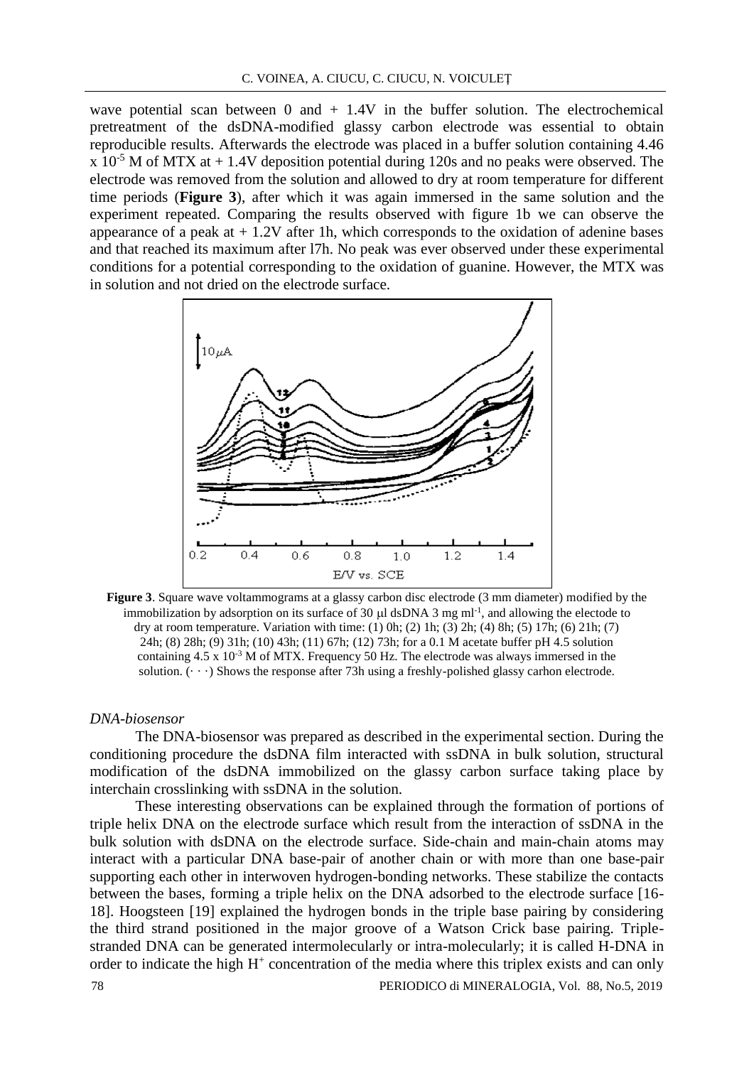wave potential scan between 0 and + 1.4V in the buffer solution. The electrochemical pretreatment of the dsDNA-modified glassy carbon electrode was essential to obtain reproducible results. Afterwards the electrode was placed in a buffer solution containing 4.46 x $10^{-5}$ M of MTX at + 1.4V deposition potential during 120s and no peaks were observed. The electrode was removed from the solution and allowed to dry at room temperature for different time periods (**Figure 3**), after which it was again immersed in the same solution and the experiment repeated. Comparing the results observed with figure 1b we can observe the appearance of a peak at + 1.2V after 1h, which corresponds to the oxidation of adenine bases and that reached its maximum after l7h. No peak was ever observed under these experimental conditions for a potential corresponding to the oxidation of guanine. However, the MTX was in solution and not dried on the electrode surface.

**Figure 3**. Square wave voltammograms at a glassy carbon disc electrode (3 mm diameter) modified by the immobilization by adsorption on its surface of 30 μl dsDNA 3 mg ml$^{-1}$, and allowing the electode to dry at room temperature. Variation with time: (1) 0h; (2) 1h; (3) 2h; (4) 8h; (5) 17h; (6) 21h; (7) 24h; (8) 28h; (9) 31h; (10) 43h; (11) 67h; (12) 73h; for a 0.1 M acetate buffer pH 4.5 solution containing 4.5 x $10^{-3}$ M of MTX. Frequency 50 Hz. The electrode was always immersed in the solution. (· · ·) Shows the response after 73h using a freshly-polished glassy carhon electrode.

*DNA-biosensor*

The DNA-biosensor was prepared as described in the experimental section. During the conditioning procedure the dsDNA film interacted with ssDNA in bulk solution, structural modification of the dsDNA immobilized on the glassy carbon surface taking place by interchain crosslinking with ssDNA in the solution.

These interesting observations can be explained through the formation of portions of triple helix DNA on the electrode surface which result from the interaction of ssDNA in the bulk solution with dsDNA on the electrode surface. Side-chain and main-chain atoms may interact with a particular DNA base-pair of another chain or with more than one base-pair supporting each other in interwoven hydrogen-bonding networks. These stabilize the contacts between the bases, forming a triple helix on the DNA adsorbed to the electrode surface [16-18]. Hoogsteen [19] explained the hydrogen bonds in the triple base pairing by considering the third strand positioned in the major groove of a Watson Crick base pairing. Triple-stranded DNA can be generated intermolecularly or intra-molecularly; it is called H-DNA in order to indicate the high $H^+$ concentration of the media where this triplex exists and can only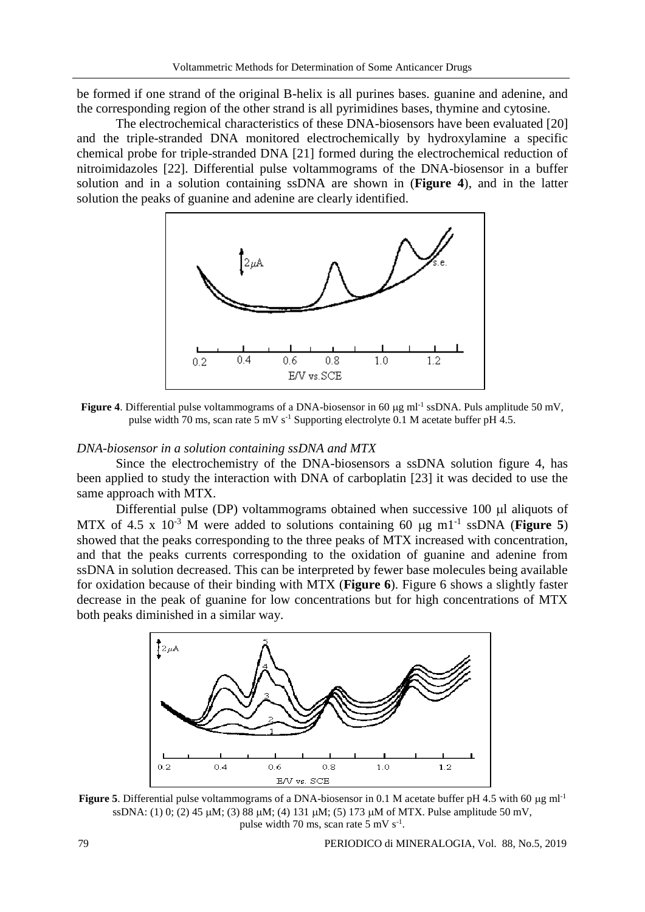be formed if one strand of the original B-helix is all purines bases. guanine and adenine, and the corresponding region of the other strand is all pyrimidines bases, thymine and cytosine.

The electrochemical characteristics of these DNA-biosensors have been evaluated [20] and the triple-stranded DNA monitored electrochemically by hydroxylamine a specific chemical probe for triple-stranded DNA [21] formed during the electrochemical reduction of nitroimidazoles [22]. Differential pulse voltammograms of the DNA-biosensor in a buffer solution and in a solution containing ssDNA are shown in (**Figure 4**), and in the latter solution the peaks of guanine and adenine are clearly identified.

**Figure 4**. Differential pulse voltammograms of a DNA-biosensor in 60 μg ml$^{-1}$ ssDNA. Puls amplitude 50 mV, pulse width 70 ms, scan rate 5 mV s$^{-1}$ Supporting electrolyte 0.1 M acetate buffer pH 4.5.

*DNA-biosensor in a solution containing ssDNA and MTX*

Since the electrochemistry of the DNA-biosensors a ssDNA solution figure 4, has been applied to study the interaction with DNA of carboplatin [23] it was decided to use the same approach with MTX.

Differential pulse (DP) voltammograms obtained when successive 100 μl aliquots of MTX of 4.5 x $10^{-3}$ M were added to solutions containing 60 μg m1$^{-1}$ ssDNA (**Figure 5**) showed that the peaks corresponding to the three peaks of MTX increased with concentration, and that the peaks currents corresponding to the oxidation of guanine and adenine from ssDNA in solution decreased. This can be interpreted by fewer base molecules being available for oxidation because of their binding with MTX (**Figure 6**). Figure 6 shows a slightly faster decrease in the peak of guanine for low concentrations but for high concentrations of MTX both peaks diminished in a similar way.

**Figure 5**. Differential pulse voltammograms of a DNA-biosensor in 0.1 M acetate buffer pH 4.5 with 60 μg ml$^{-1}$ ssDNA: (1) 0; (2) 45 μM; (3) 88 μM; (4) 131 μM; (5) 173 μM of MTX. Pulse amplitude 50 mV, pulse width 70 ms, scan rate 5 mV s$^{-1}$.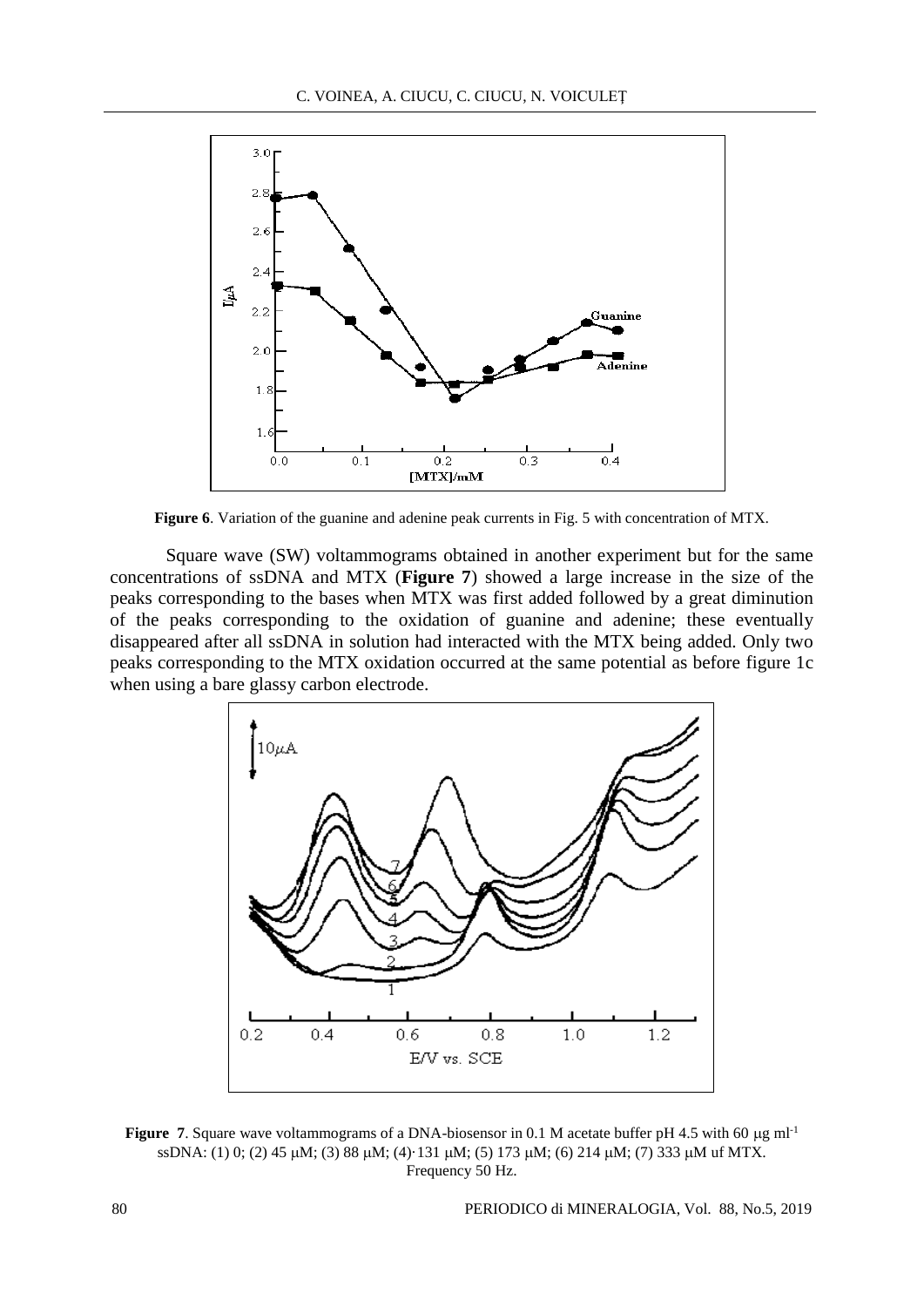**Figure 6**. Variation of the guanine and adenine peak currents in Fig. 5 with concentration of MTX.

Square wave (SW) voltammograms obtained in another experiment but for the same concentrations of ssDNA and MTX (**Figure 7**) showed a large increase in the size of the peaks corresponding to the bases when MTX was first added followed by a great diminution of the peaks corresponding to the oxidation of guanine and adenine; these eventually disappeared after all ssDNA in solution had interacted with the MTX being added. Only two peaks corresponding to the MTX oxidation occurred at the same potential as before figure 1c when using a bare glassy carbon electrode.

**Figure 7**. Square wave voltammograms of a DNA-biosensor in 0.1 M acetate buffer pH 4.5 with 60 μg ml$^{-1}$ ssDNA: (1) 0; (2) 45 μM; (3) 88 μM; (4)·131 μM; (5) 173 μM; (6) 214 μM; (7) 333 μM uf MTX. Frequency 50 Hz.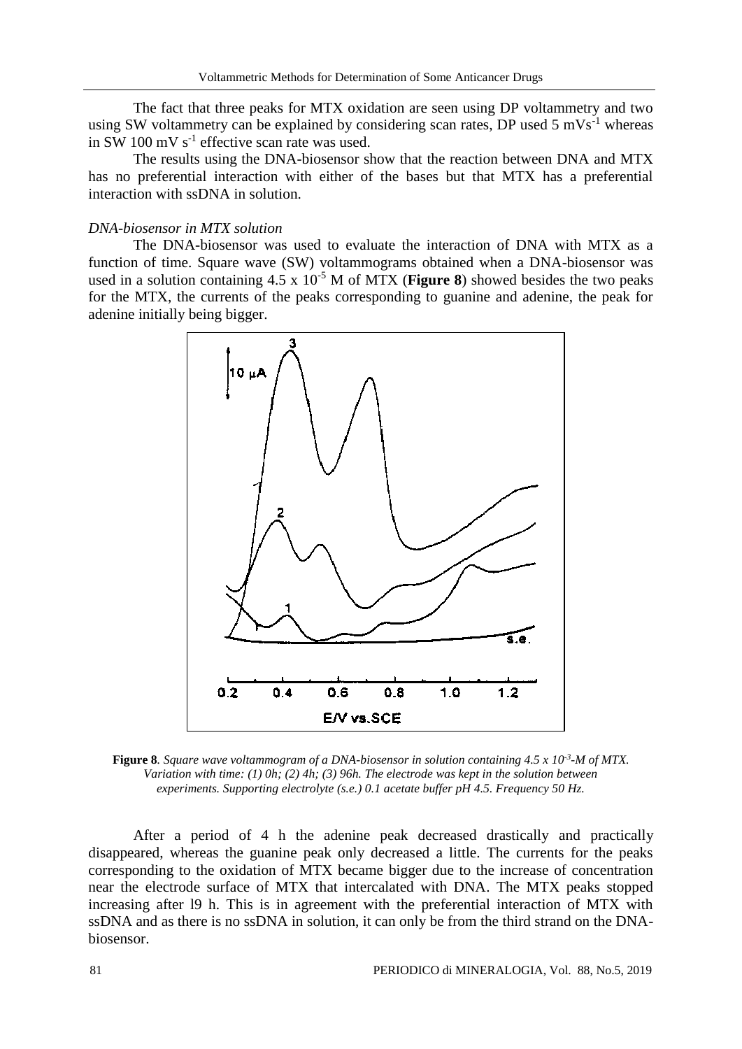The fact that three peaks for MTX oxidation are seen using DP voltammetry and two using SW voltammetry can be explained by considering scan rates, DP used 5 $mVs^{-1}$ whereas in SW 100 mV $s^{-1}$ effective scan rate was used.

The results using the DNA-biosensor show that the reaction between DNA and MTX has no preferential interaction with either of the bases but that MTX has a preferential interaction with ssDNA in solution.

*DNA-biosensor in MTX solution*

The DNA-biosensor was used to evaluate the interaction of DNA with MTX as a function of time. Square wave (SW) voltammograms obtained when a DNA-biosensor was used in a solution containing 4.5 x $10^{-5}$ M of MTX (**Figure 8**) showed besides the two peaks for the MTX, the currents of the peaks corresponding to guanine and adenine, the peak for adenine initially being bigger.

**Figure 8**. *Square wave voltammogram of a DNA-biosensor in solution containing 4.5 x $10^{-3}$-M of MTX. Variation with time: (1) 0h; (2) 4h; (3) 96h. The electrode was kept in the solution between experiments. Supporting electrolyte (s.e.) 0.1 acetate buffer pH 4.5. Frequency 50 Hz.*

After a period of 4 h the adenine peak decreased drastically and practically disappeared, whereas the guanine peak only decreased a little. The currents for the peaks corresponding to the oxidation of MTX became bigger due to the increase of concentration near the electrode surface of MTX that intercalated with DNA. The MTX peaks stopped increasing after l9 h. This is in agreement with the preferential interaction of MTX with ssDNA and as there is no ssDNA in solution, it can only be from the third strand on the DNA-biosensor.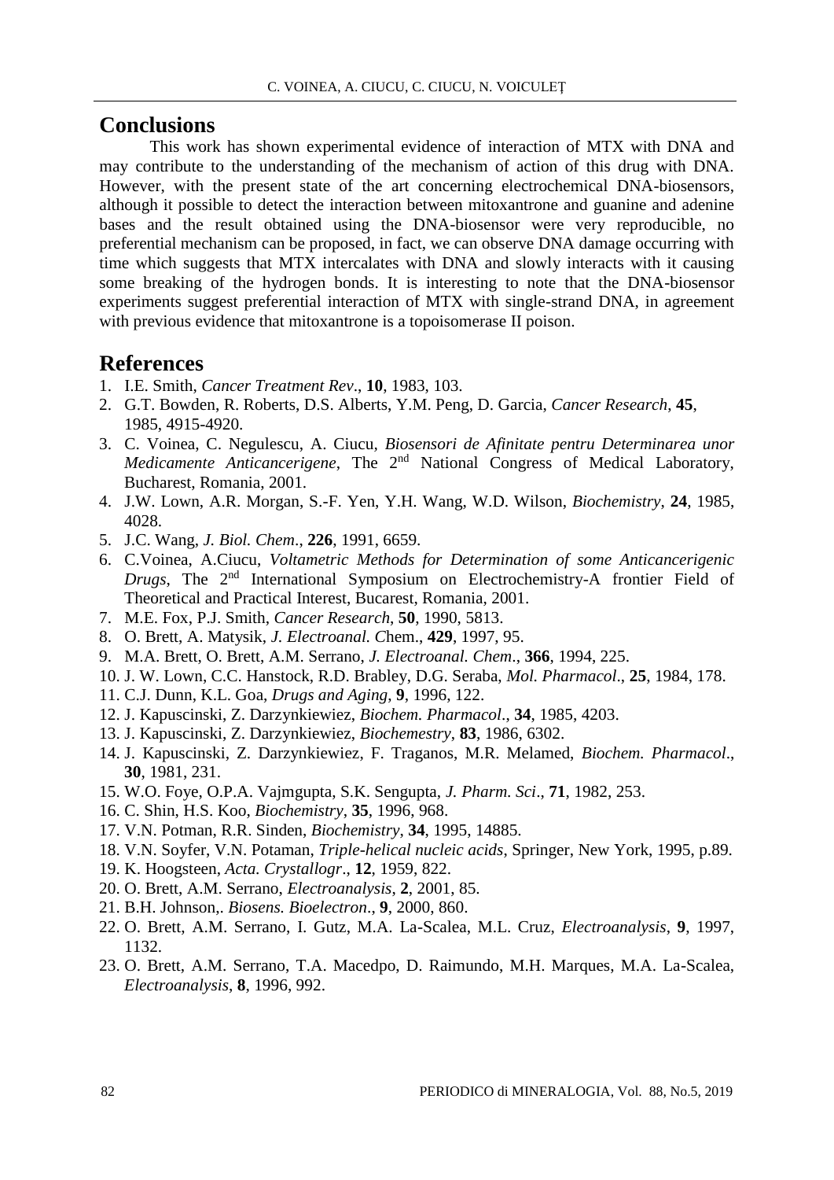## Conclusions

This work has shown experimental evidence of interaction of MTX with DNA and may contribute to the understanding of the mechanism of action of this drug with DNA. However, with the present state of the art concerning electrochemical DNA-biosensors, although it possible to detect the interaction between mitoxantrone and guanine and adenine bases and the result obtained using the DNA-biosensor were very reproducible, no preferential mechanism can be proposed, in fact, we can observe DNA damage occurring with time which suggests that MTX intercalates with DNA and slowly interacts with it causing some breaking of the hydrogen bonds. It is interesting to note that the DNA-biosensor experiments suggest preferential interaction of MTX with single-strand DNA, in agreement with previous evidence that mitoxantrone is a topoisomerase II poison.

## References

1. I.E. Smith, *Cancer Treatment Rev*., **10**, 1983, 103.
2. G.T. Bowden, R. Roberts, D.S. Alberts, Y.M. Peng, D. Garcia, *Cancer Research*, **45**, 1985, 4915-4920.
3. C. Voinea, C. Negulescu, A. Ciucu, *Biosensori de Afinitate pentru Determinarea unor Medicamente Anticancerigene*, The 2nd National Congress of Medical Laboratory, Bucharest, Romania, 2001.
4. J.W. Lown, A.R. Morgan, S.-F. Yen, Y.H. Wang, W.D. Wilson, *Biochemistry*, **24**, 1985, 4028.
5. J.C. Wang, *J. Biol. Chem*., **226**, 1991, 6659.
6. C.Voinea, A.Ciucu, *Voltametric Methods for Determination of some Anticancerigenic Drugs*, The 2nd International Symposium on Electrochemistry-A frontier Field of Theoretical and Practical Interest, Bucarest, Romania, 2001.
7. M.E. Fox, P.J. Smith, *Cancer Research*, **50**, 1990, 5813.
8. O. Brett, A. Matysik, *J. Electroanal. C*hem., **429**, 1997, 95.
9. M.A. Brett, O. Brett, A.M. Serrano, *J. Electroanal. Chem*., **366**, 1994, 225.
10. J. W. Lown, C.C. Hanstock, R.D. Brabley, D.G. Seraba, *Mol. Pharmacol*., **25**, 1984, 178.
11. C.J. Dunn, K.L. Goa, *Drugs and Aging*, **9**, 1996, 122.
12. J. Kapuscinski, Z. Darzynkiewiez, *Biochem. Pharmacol*., **34**, 1985, 4203.
13. J. Kapuscinski, Z. Darzynkiewiez, *Biochemestry*, **83**, 1986, 6302.
14. J. Kapuscinski, Z. Darzynkiewiez, F. Traganos, M.R. Melamed, *Biochem. Pharmacol*., **30**, 1981, 231.
15. W.O. Foye, O.P.A. Vajmgupta, S.K. Sengupta, *J. Pharm. Sci*., **71**, 1982, 253.
16. C. Shin, H.S. Koo, *Biochemistry*, **35**, 1996, 968.
17. V.N. Potman, R.R. Sinden, *Biochemistry*, **34**, 1995, 14885.
18. V.N. Soyfer, V.N. Potaman, *Triple-helical nucleic acids*, Springer, New York, 1995, p.89.
19. K. Hoogsteen, *Acta. Crystallogr*., **12**, 1959, 822.
20. O. Brett, A.M. Serrano, *Electroanalysis*, **2**, 2001, 85.
21. B.H. Johnson,. *Biosens. Bioelectron*., **9**, 2000, 860.
22. O. Brett, A.M. Serrano, I. Gutz, M.A. La-Scalea, M.L. Cruz, *Electroanalysis*, **9**, 1997, 1132.
23. O. Brett, A.M. Serrano, T.A. Macedpo, D. Raimundo, M.H. Marques, M.A. La-Scalea, *Electroanalysis*, **8**, 1996, 992.